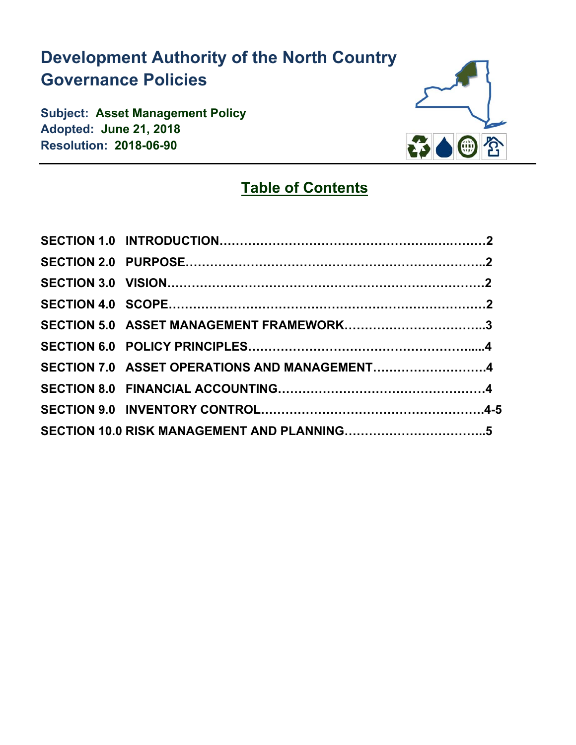# Development Authority of the North Country
# Governance Policies

**Subject: Asset Management Policy**
**Adopted: June 21, 2018**
**Resolution: 2018-06-90**

## Table of Contents

| | | |
|---|---|---|
| **SECTION 1.0** | **INTRODUCTION** | **2** |
| **SECTION 2.0** | **PURPOSE** | **2** |
| **SECTION 3.0** | **VISION** | **2** |
| **SECTION 4.0** | **SCOPE** | **2** |
| **SECTION 5.0** | **ASSET MANAGEMENT FRAMEWORK** | **3** |
| **SECTION 6.0** | **POLICY PRINCIPLES** | **4** |
| **SECTION 7.0** | **ASSET OPERATIONS AND MANAGEMENT** | **4** |
| **SECTION 8.0** | **FINANCIAL ACCOUNTING** | **4** |
| **SECTION 9.0** | **INVENTORY CONTROL** | **4-5** |
| **SECTION 10.0** | **RISK MANAGEMENT AND PLANNING** | **5** |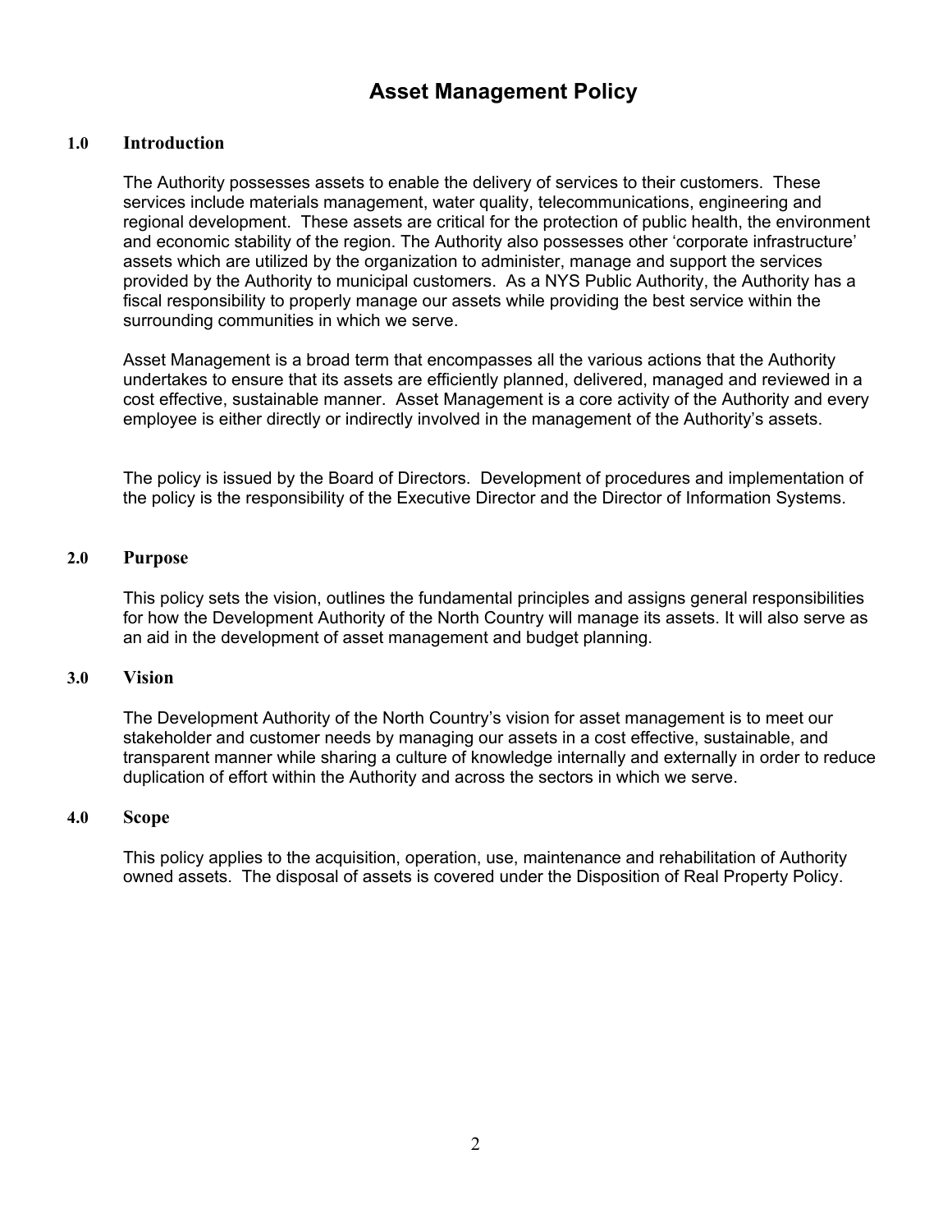# Asset Management Policy

## 1.0 Introduction

The Authority possesses assets to enable the delivery of services to their customers. These services include materials management, water quality, telecommunications, engineering and regional development. These assets are critical for the protection of public health, the environment and economic stability of the region. The Authority also possesses other 'corporate infrastructure' assets which are utilized by the organization to administer, manage and support the services provided by the Authority to municipal customers. As a NYS Public Authority, the Authority has a fiscal responsibility to properly manage our assets while providing the best service within the surrounding communities in which we serve.

Asset Management is a broad term that encompasses all the various actions that the Authority undertakes to ensure that its assets are efficiently planned, delivered, managed and reviewed in a cost effective, sustainable manner. Asset Management is a core activity of the Authority and every employee is either directly or indirectly involved in the management of the Authority's assets.

The policy is issued by the Board of Directors. Development of procedures and implementation of the policy is the responsibility of the Executive Director and the Director of Information Systems.

## 2.0 Purpose

This policy sets the vision, outlines the fundamental principles and assigns general responsibilities for how the Development Authority of the North Country will manage its assets. It will also serve as an aid in the development of asset management and budget planning.

## 3.0 Vision

The Development Authority of the North Country's vision for asset management is to meet our stakeholder and customer needs by managing our assets in a cost effective, sustainable, and transparent manner while sharing a culture of knowledge internally and externally in order to reduce duplication of effort within the Authority and across the sectors in which we serve.

## 4.0 Scope

This policy applies to the acquisition, operation, use, maintenance and rehabilitation of Authority owned assets. The disposal of assets is covered under the Disposition of Real Property Policy.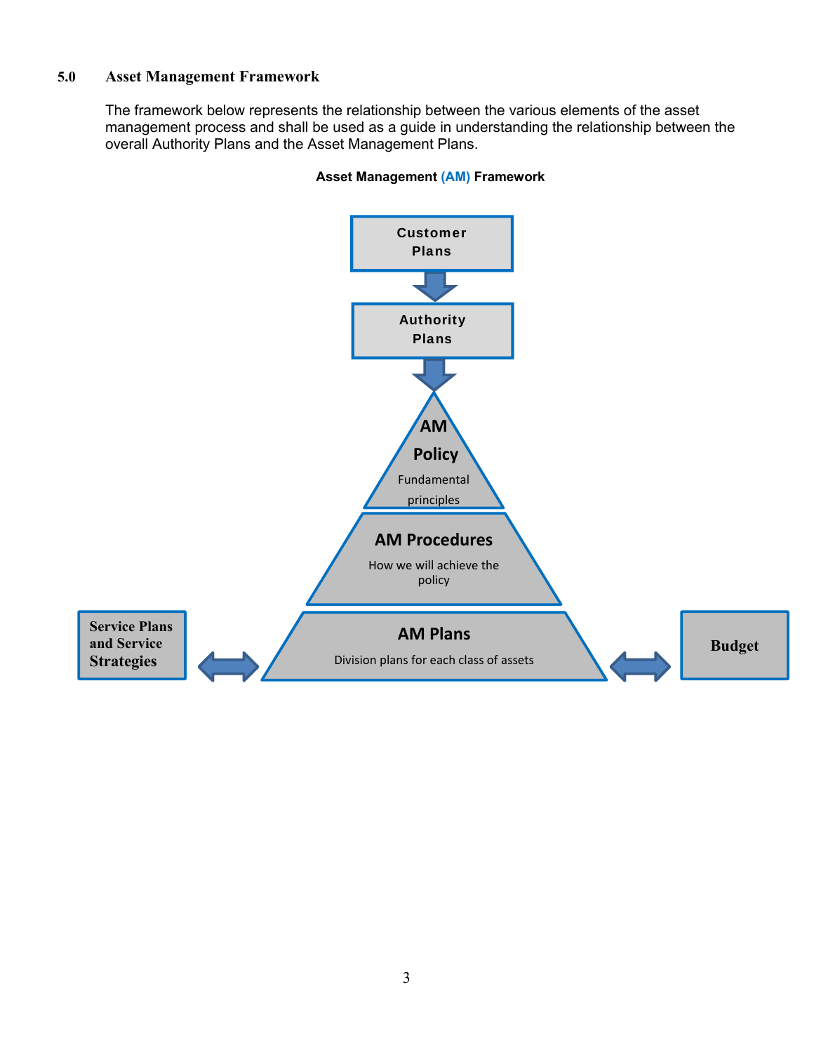## 5.0 Asset Management Framework

The framework below represents the relationship between the various elements of the asset management process and shall be used as a guide in understanding the relationship between the overall Authority Plans and the Asset Management Plans.

**Asset Management (AM) Framework**

**Customer Plans**

**Authority Plans**

**AM Policy**
Fundamental principles

**AM Procedures**
How we will achieve the policy

**Service Plans and Service Strategies**

**AM Plans**
Division plans for each class of assets

**Budget**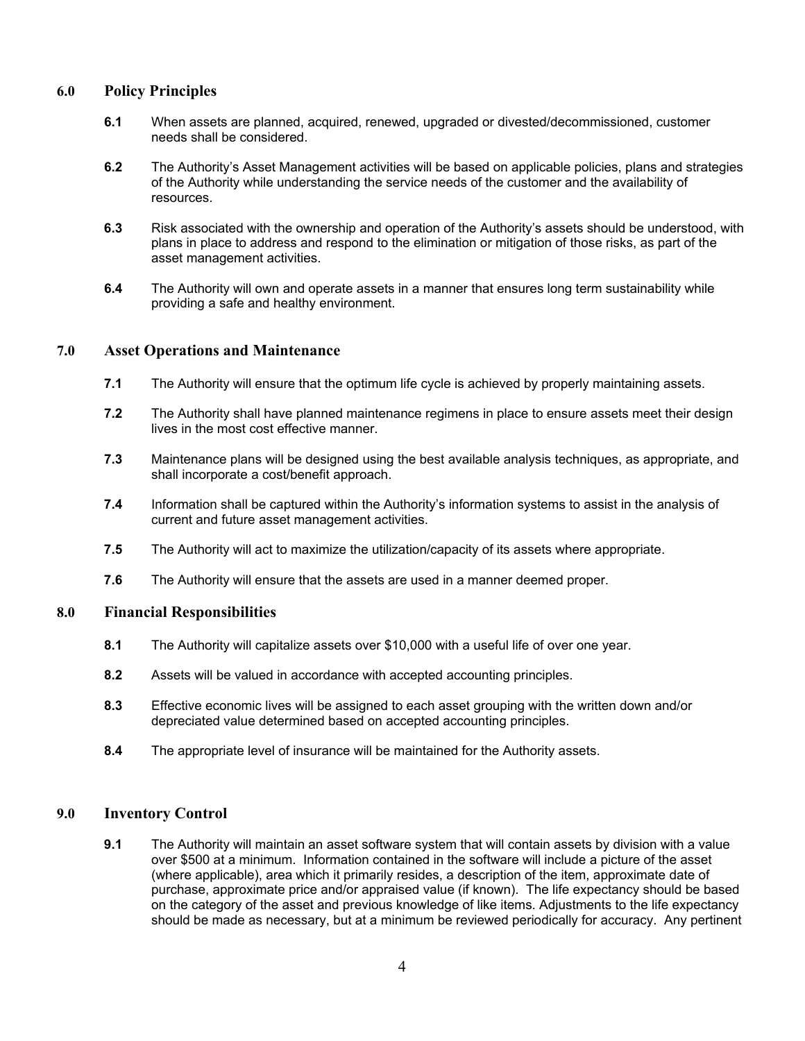## 6.0 Policy Principles

**6.1** When assets are planned, acquired, renewed, upgraded or divested/decommissioned, customer needs shall be considered.

**6.2** The Authority's Asset Management activities will be based on applicable policies, plans and strategies of the Authority while understanding the service needs of the customer and the availability of resources.

**6.3** Risk associated with the ownership and operation of the Authority's assets should be understood, with plans in place to address and respond to the elimination or mitigation of those risks, as part of the asset management activities.

**6.4** The Authority will own and operate assets in a manner that ensures long term sustainability while providing a safe and healthy environment.

## 7.0 Asset Operations and Maintenance

**7.1** The Authority will ensure that the optimum life cycle is achieved by properly maintaining assets.

**7.2** The Authority shall have planned maintenance regimens in place to ensure assets meet their design lives in the most cost effective manner.

**7.3** Maintenance plans will be designed using the best available analysis techniques, as appropriate, and shall incorporate a cost/benefit approach.

**7.4** Information shall be captured within the Authority's information systems to assist in the analysis of current and future asset management activities.

**7.5** The Authority will act to maximize the utilization/capacity of its assets where appropriate.

**7.6** The Authority will ensure that the assets are used in a manner deemed proper.

## 8.0 Financial Responsibilities

**8.1** The Authority will capitalize assets over $10,000 with a useful life of over one year.

**8.2** Assets will be valued in accordance with accepted accounting principles.

**8.3** Effective economic lives will be assigned to each asset grouping with the written down and/or depreciated value determined based on accepted accounting principles.

**8.4** The appropriate level of insurance will be maintained for the Authority assets.

## 9.0 Inventory Control

**9.1** The Authority will maintain an asset software system that will contain assets by division with a value over $500 at a minimum. Information contained in the software will include a picture of the asset (where applicable), area which it primarily resides, a description of the item, approximate date of purchase, approximate price and/or appraised value (if known). The life expectancy should be based on the category of the asset and previous knowledge of like items. Adjustments to the life expectancy should be made as necessary, but at a minimum be reviewed periodically for accuracy. Any pertinent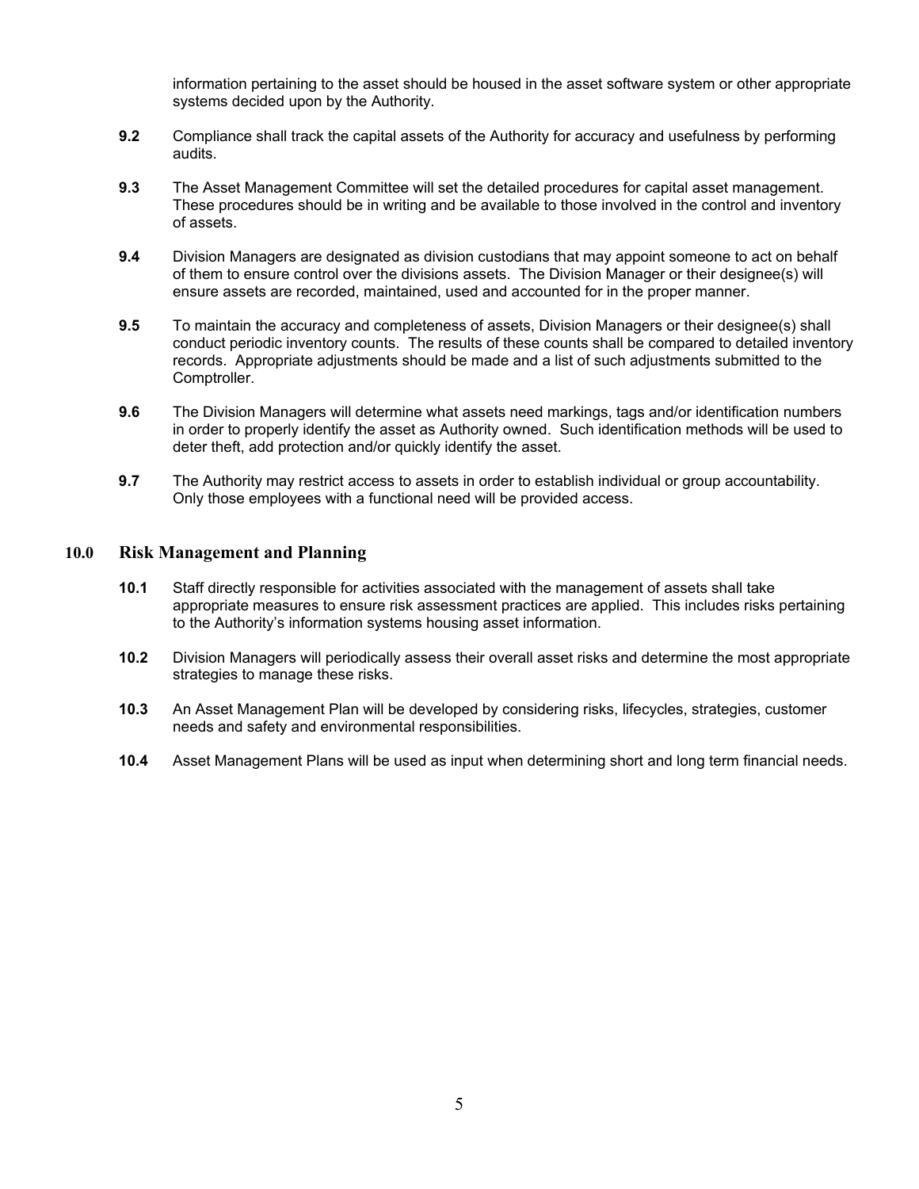information pertaining to the asset should be housed in the asset software system or other appropriate systems decided upon by the Authority.

**9.2** Compliance shall track the capital assets of the Authority for accuracy and usefulness by performing audits.

**9.3** The Asset Management Committee will set the detailed procedures for capital asset management. These procedures should be in writing and be available to those involved in the control and inventory of assets.

**9.4** Division Managers are designated as division custodians that may appoint someone to act on behalf of them to ensure control over the divisions assets. The Division Manager or their designee(s) will ensure assets are recorded, maintained, used and accounted for in the proper manner.

**9.5** To maintain the accuracy and completeness of assets, Division Managers or their designee(s) shall conduct periodic inventory counts. The results of these counts shall be compared to detailed inventory records. Appropriate adjustments should be made and a list of such adjustments submitted to the Comptroller.

**9.6** The Division Managers will determine what assets need markings, tags and/or identification numbers in order to properly identify the asset as Authority owned. Such identification methods will be used to deter theft, add protection and/or quickly identify the asset.

**9.7** The Authority may restrict access to assets in order to establish individual or group accountability. Only those employees with a functional need will be provided access.

## 10.0 Risk Management and Planning

**10.1** Staff directly responsible for activities associated with the management of assets shall take appropriate measures to ensure risk assessment practices are applied. This includes risks pertaining to the Authority's information systems housing asset information.

**10.2** Division Managers will periodically assess their overall asset risks and determine the most appropriate strategies to manage these risks.

**10.3** An Asset Management Plan will be developed by considering risks, lifecycles, strategies, customer needs and safety and environmental responsibilities.

**10.4** Asset Management Plans will be used as input when determining short and long term financial needs.